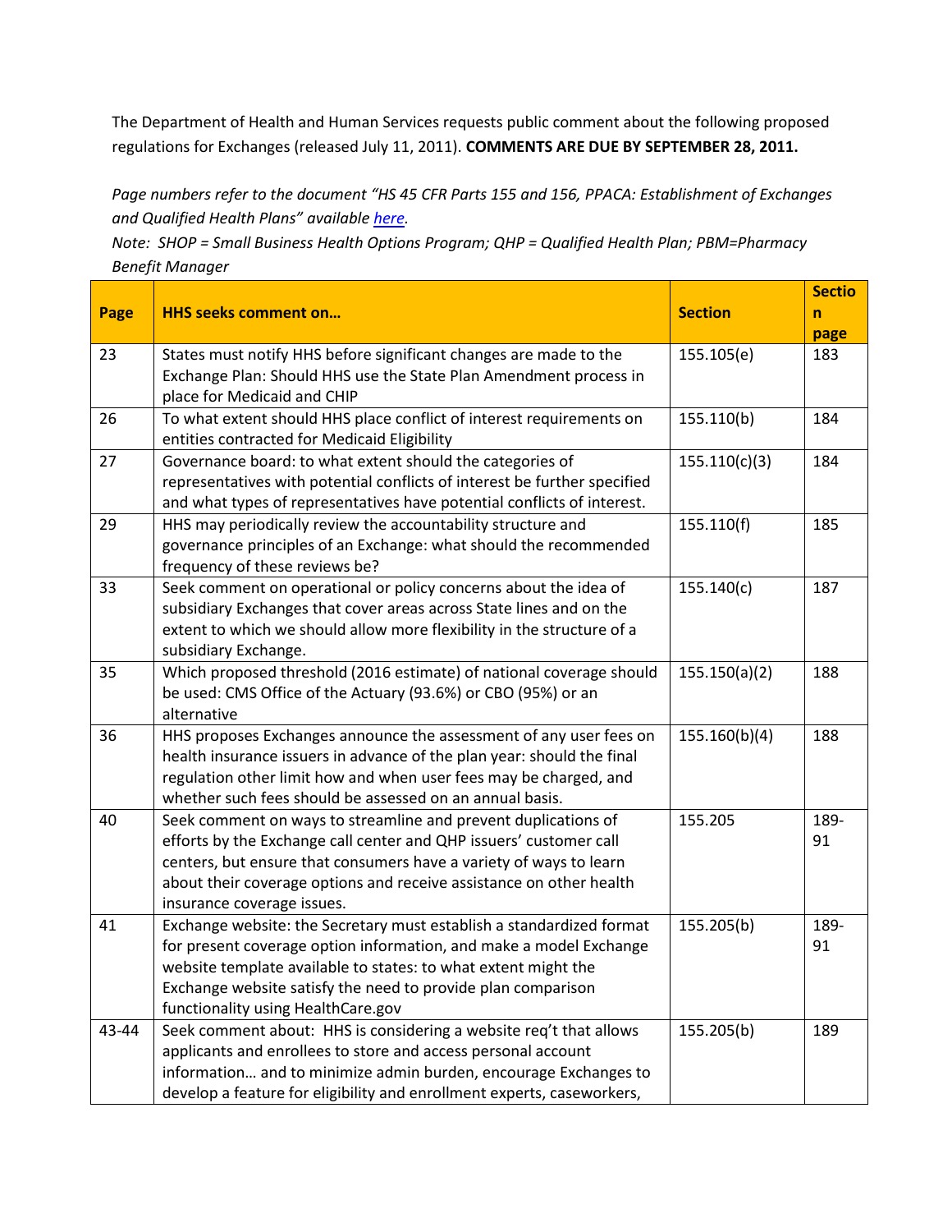The Department of Health and Human Services requests public comment about the following proposed regulations for Exchanges (released July 11, 2011). **COMMENTS ARE DUE BY SEPTEMBER 28, 2011.**

*Page numbers refer to the document "HS 45 CFR Parts 155 and 156, PPACA: Establishment of Exchanges and Qualified Health Plans" available [here](#).*

*Note: SHOP = Small Business Health Options Program; QHP = Qualified Health Plan; PBM=Pharmacy Benefit Manager*

| Page | HHS seeks comment on… | Section | Section page |
|---|---|---|---|
| 23 | States must notify HHS before significant changes are made to the Exchange Plan: Should HHS use the State Plan Amendment process in place for Medicaid and CHIP | 155.105(e) | 183 |
| 26 | To what extent should HHS place conflict of interest requirements on entities contracted for Medicaid Eligibility | 155.110(b) | 184 |
| 27 | Governance board: to what extent should the categories of representatives with potential conflicts of interest be further specified and what types of representatives have potential conflicts of interest. | 155.110(c)(3) | 184 |
| 29 | HHS may periodically review the accountability structure and governance principles of an Exchange: what should the recommended frequency of these reviews be? | 155.110(f) | 185 |
| 33 | Seek comment on operational or policy concerns about the idea of subsidiary Exchanges that cover areas across State lines and on the extent to which we should allow more flexibility in the structure of a subsidiary Exchange. | 155.140(c) | 187 |
| 35 | Which proposed threshold (2016 estimate) of national coverage should be used: CMS Office of the Actuary (93.6%) or CBO (95%) or an alternative | 155.150(a)(2) | 188 |
| 36 | HHS proposes Exchanges announce the assessment of any user fees on health insurance issuers in advance of the plan year: should the final regulation other limit how and when user fees may be charged, and whether such fees should be assessed on an annual basis. | 155.160(b)(4) | 188 |
| 40 | Seek comment on ways to streamline and prevent duplications of efforts by the Exchange call center and QHP issuers' customer call centers, but ensure that consumers have a variety of ways to learn about their coverage options and receive assistance on other health insurance coverage issues. | 155.205 | 189-91 |
| 41 | Exchange website: the Secretary must establish a standardized format for present coverage option information, and make a model Exchange website template available to states: to what extent might the Exchange website satisfy the need to provide plan comparison functionality using HealthCare.gov | 155.205(b) | 189-91 |
| 43-44 | Seek comment about: HHS is considering a website req't that allows applicants and enrollees to store and access personal account information… and to minimize admin burden, encourage Exchanges to develop a feature for eligibility and enrollment experts, caseworkers, | 155.205(b) | 189 |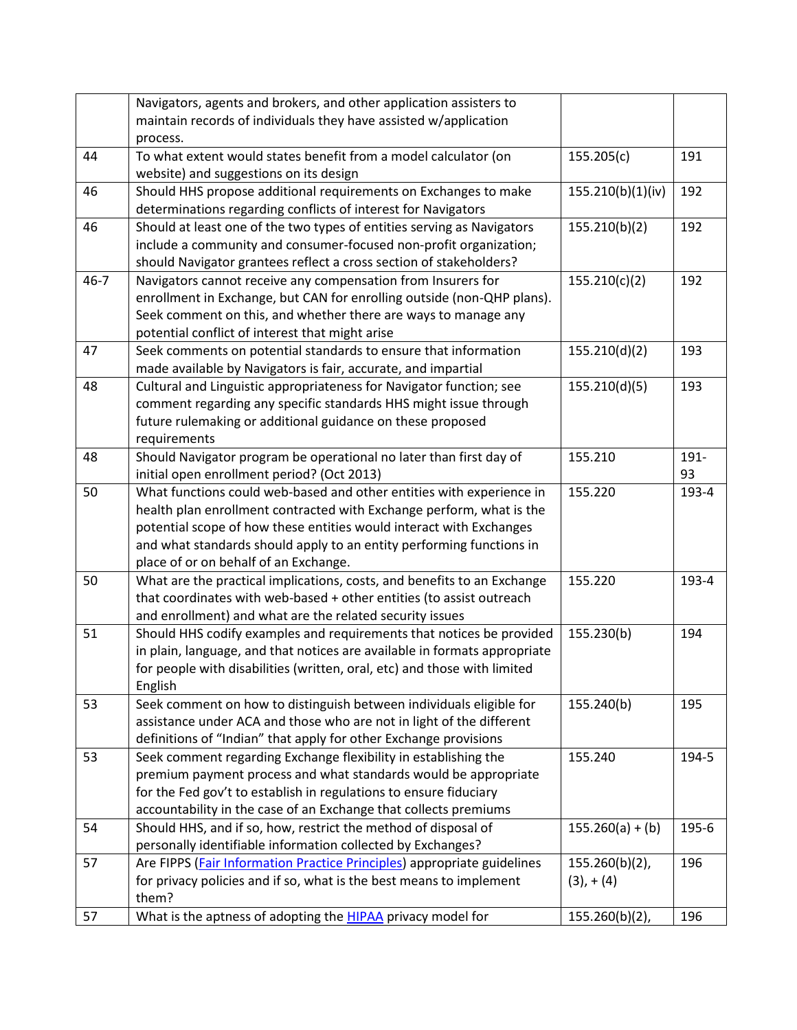| | | | |
|---|---|---|---|
| | Navigators, agents and brokers, and other application assisters to maintain records of individuals they have assisted w/application process. | | |
| 44 | To what extent would states benefit from a model calculator (on website) and suggestions on its design | 155.205(c) | 191 |
| 46 | Should HHS propose additional requirements on Exchanges to make determinations regarding conflicts of interest for Navigators | 155.210(b)(1)(iv) | 192 |
| 46 | Should at least one of the two types of entities serving as Navigators include a community and consumer-focused non-profit organization; should Navigator grantees reflect a cross section of stakeholders? | 155.210(b)(2) | 192 |
| 46-7 | Navigators cannot receive any compensation from Insurers for enrollment in Exchange, but CAN for enrolling outside (non-QHP plans). Seek comment on this, and whether there are ways to manage any potential conflict of interest that might arise | 155.210(c)(2) | 192 |
| 47 | Seek comments on potential standards to ensure that information made available by Navigators is fair, accurate, and impartial | 155.210(d)(2) | 193 |
| 48 | Cultural and Linguistic appropriateness for Navigator function; see comment regarding any specific standards HHS might issue through future rulemaking or additional guidance on these proposed requirements | 155.210(d)(5) | 193 |
| 48 | Should Navigator program be operational no later than first day of initial open enrollment period? (Oct 2013) | 155.210 | 191-93 |
| 50 | What functions could web-based and other entities with experience in health plan enrollment contracted with Exchange perform, what is the potential scope of how these entities would interact with Exchanges and what standards should apply to an entity performing functions in place of or on behalf of an Exchange. | 155.220 | 193-4 |
| 50 | What are the practical implications, costs, and benefits to an Exchange that coordinates with web-based + other entities (to assist outreach and enrollment) and what are the related security issues | 155.220 | 193-4 |
| 51 | Should HHS codify examples and requirements that notices be provided in plain, language, and that notices are available in formats appropriate for people with disabilities (written, oral, etc) and those with limited English | 155.230(b) | 194 |
| 53 | Seek comment on how to distinguish between individuals eligible for assistance under ACA and those who are not in light of the different definitions of "Indian" that apply for other Exchange provisions | 155.240(b) | 195 |
| 53 | Seek comment regarding Exchange flexibility in establishing the premium payment process and what standards would be appropriate for the Fed gov't to establish in regulations to ensure fiduciary accountability in the case of an Exchange that collects premiums | 155.240 | 194-5 |
| 54 | Should HHS, and if so, how, restrict the method of disposal of personally identifiable information collected by Exchanges? | 155.260(a) + (b) | 195-6 |
| 57 | Are FIPPS (Fair Information Practice Principles) appropriate guidelines for privacy policies and if so, what is the best means to implement them? | 155.260(b)(2), (3), + (4) | 196 |
| 57 | What is the aptness of adopting the HIPAA privacy model for | 155.260(b)(2), | 196 |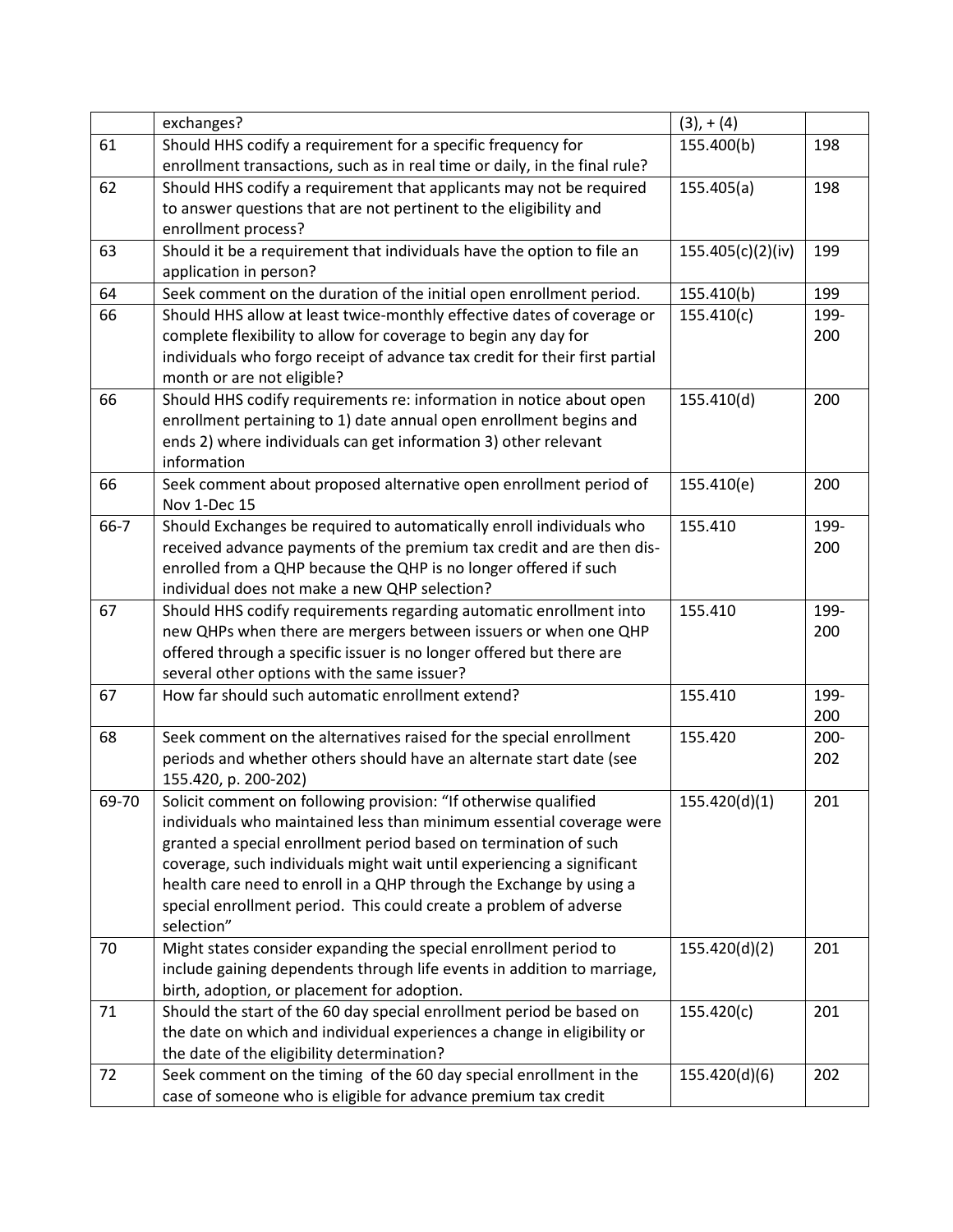| | | | |
|---|---|---|---|
| | exchanges? | (3), + (4) | |
| 61 | Should HHS codify a requirement for a specific frequency for enrollment transactions, such as in real time or daily, in the final rule? | 155.400(b) | 198 |
| 62 | Should HHS codify a requirement that applicants may not be required to answer questions that are not pertinent to the eligibility and enrollment process? | 155.405(a) | 198 |
| 63 | Should it be a requirement that individuals have the option to file an application in person? | 155.405(c)(2)(iv) | 199 |
| 64 | Seek comment on the duration of the initial open enrollment period. | 155.410(b) | 199 |
| 66 | Should HHS allow at least twice-monthly effective dates of coverage or complete flexibility to allow for coverage to begin any day for individuals who forgo receipt of advance tax credit for their first partial month or are not eligible? | 155.410(c) | 199-200 |
| 66 | Should HHS codify requirements re: information in notice about open enrollment pertaining to 1) date annual open enrollment begins and ends 2) where individuals can get information 3) other relevant information | 155.410(d) | 200 |
| 66 | Seek comment about proposed alternative open enrollment period of Nov 1-Dec 15 | 155.410(e) | 200 |
| 66-7 | Should Exchanges be required to automatically enroll individuals who received advance payments of the premium tax credit and are then dis-enrolled from a QHP because the QHP is no longer offered if such individual does not make a new QHP selection? | 155.410 | 199-200 |
| 67 | Should HHS codify requirements regarding automatic enrollment into new QHPs when there are mergers between issuers or when one QHP offered through a specific issuer is no longer offered but there are several other options with the same issuer? | 155.410 | 199-200 |
| 67 | How far should such automatic enrollment extend? | 155.410 | 199-200 |
| 68 | Seek comment on the alternatives raised for the special enrollment periods and whether others should have an alternate start date (see 155.420, p. 200-202) | 155.420 | 200-202 |
| 69-70 | Solicit comment on following provision: "If otherwise qualified individuals who maintained less than minimum essential coverage were granted a special enrollment period based on termination of such coverage, such individuals might wait until experiencing a significant health care need to enroll in a QHP through the Exchange by using a special enrollment period. This could create a problem of adverse selection" | 155.420(d)(1) | 201 |
| 70 | Might states consider expanding the special enrollment period to include gaining dependents through life events in addition to marriage, birth, adoption, or placement for adoption. | 155.420(d)(2) | 201 |
| 71 | Should the start of the 60 day special enrollment period be based on the date on which and individual experiences a change in eligibility or the date of the eligibility determination? | 155.420(c) | 201 |
| 72 | Seek comment on the timing of the 60 day special enrollment in the case of someone who is eligible for advance premium tax credit | 155.420(d)(6) | 202 |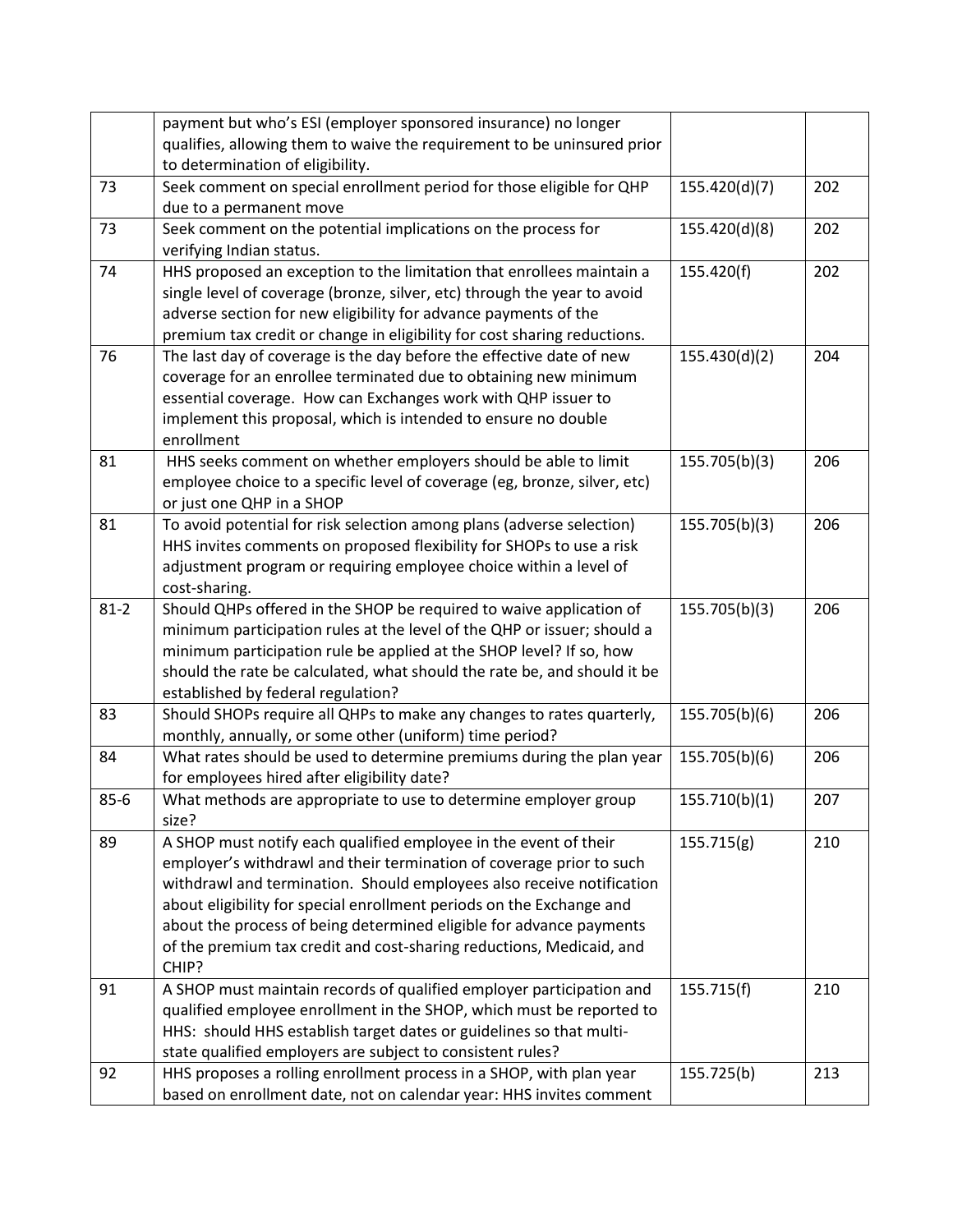|  |  |  |  |
|---|---|---|---|
|  | payment but who's ESI (employer sponsored insurance) no longer qualifies, allowing them to waive the requirement to be uninsured prior to determination of eligibility. |  |  |
| 73 | Seek comment on special enrollment period for those eligible for QHP due to a permanent move | 155.420(d)(7) | 202 |
| 73 | Seek comment on the potential implications on the process for verifying Indian status. | 155.420(d)(8) | 202 |
| 74 | HHS proposed an exception to the limitation that enrollees maintain a single level of coverage (bronze, silver, etc) through the year to avoid adverse section for new eligibility for advance payments of the premium tax credit or change in eligibility for cost sharing reductions. | 155.420(f) | 202 |
| 76 | The last day of coverage is the day before the effective date of new coverage for an enrollee terminated due to obtaining new minimum essential coverage. How can Exchanges work with QHP issuer to implement this proposal, which is intended to ensure no double enrollment | 155.430(d)(2) | 204 |
| 81 | HHS seeks comment on whether employers should be able to limit employee choice to a specific level of coverage (eg, bronze, silver, etc) or just one QHP in a SHOP | 155.705(b)(3) | 206 |
| 81 | To avoid potential for risk selection among plans (adverse selection) HHS invites comments on proposed flexibility for SHOPs to use a risk adjustment program or requiring employee choice within a level of cost-sharing. | 155.705(b)(3) | 206 |
| 81-2 | Should QHPs offered in the SHOP be required to waive application of minimum participation rules at the level of the QHP or issuer; should a minimum participation rule be applied at the SHOP level? If so, how should the rate be calculated, what should the rate be, and should it be established by federal regulation? | 155.705(b)(3) | 206 |
| 83 | Should SHOPs require all QHPs to make any changes to rates quarterly, monthly, annually, or some other (uniform) time period? | 155.705(b)(6) | 206 |
| 84 | What rates should be used to determine premiums during the plan year for employees hired after eligibility date? | 155.705(b)(6) | 206 |
| 85-6 | What methods are appropriate to use to determine employer group size? | 155.710(b)(1) | 207 |
| 89 | A SHOP must notify each qualified employee in the event of their employer's withdrawl and their termination of coverage prior to such withdrawl and termination. Should employees also receive notification about eligibility for special enrollment periods on the Exchange and about the process of being determined eligible for advance payments of the premium tax credit and cost-sharing reductions, Medicaid, and CHIP? | 155.715(g) | 210 |
| 91 | A SHOP must maintain records of qualified employer participation and qualified employee enrollment in the SHOP, which must be reported to HHS: should HHS establish target dates or guidelines so that multi-state qualified employers are subject to consistent rules? | 155.715(f) | 210 |
| 92 | HHS proposes a rolling enrollment process in a SHOP, with plan year based on enrollment date, not on calendar year: HHS invites comment | 155.725(b) | 213 |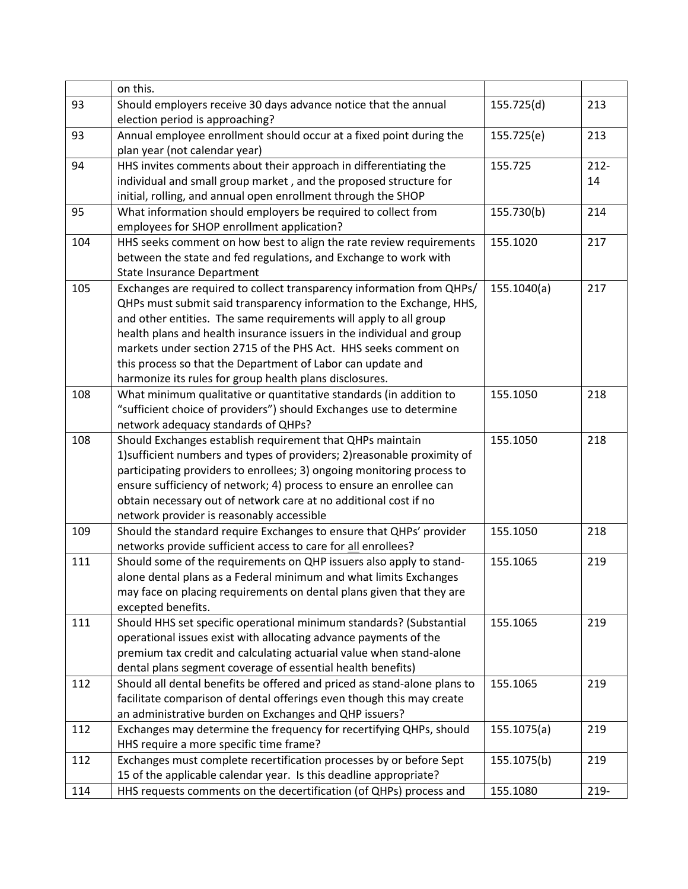| | | | |
|---|---|---|---|
| | on this. | | |
| 93 | Should employers receive 30 days advance notice that the annual election period is approaching? | 155.725(d) | 213 |
| 93 | Annual employee enrollment should occur at a fixed point during the plan year (not calendar year) | 155.725(e) | 213 |
| 94 | HHS invites comments about their approach in differentiating the individual and small group market , and the proposed structure for initial, rolling, and annual open enrollment through the SHOP | 155.725 | 212-14 |
| 95 | What information should employers be required to collect from employees for SHOP enrollment application? | 155.730(b) | 214 |
| 104 | HHS seeks comment on how best to align the rate review requirements between the state and fed regulations, and Exchange to work with State Insurance Department | 155.1020 | 217 |
| 105 | Exchanges are required to collect transparency information from QHPs/ QHPs must submit said transparency information to the Exchange, HHS, and other entities. The same requirements will apply to all group health plans and health insurance issuers in the individual and group markets under section 2715 of the PHS Act. HHS seeks comment on this process so that the Department of Labor can update and harmonize its rules for group health plans disclosures. | 155.1040(a) | 217 |
| 108 | What minimum qualitative or quantitative standards (in addition to "sufficient choice of providers") should Exchanges use to determine network adequacy standards of QHPs? | 155.1050 | 218 |
| 108 | Should Exchanges establish requirement that QHPs maintain 1)sufficient numbers and types of providers; 2)reasonable proximity of participating providers to enrollees; 3) ongoing monitoring process to ensure sufficiency of network; 4) process to ensure an enrollee can obtain necessary out of network care at no additional cost if no network provider is reasonably accessible | 155.1050 | 218 |
| 109 | Should the standard require Exchanges to ensure that QHPs' provider networks provide sufficient access to care for <u>all</u> enrollees? | 155.1050 | 218 |
| 111 | Should some of the requirements on QHP issuers also apply to stand-alone dental plans as a Federal minimum and what limits Exchanges may face on placing requirements on dental plans given that they are excepted benefits. | 155.1065 | 219 |
| 111 | Should HHS set specific operational minimum standards? (Substantial operational issues exist with allocating advance payments of the premium tax credit and calculating actuarial value when stand-alone dental plans segment coverage of essential health benefits) | 155.1065 | 219 |
| 112 | Should all dental benefits be offered and priced as stand-alone plans to facilitate comparison of dental offerings even though this may create an administrative burden on Exchanges and QHP issuers? | 155.1065 | 219 |
| 112 | Exchanges may determine the frequency for recertifying QHPs, should HHS require a more specific time frame? | 155.1075(a) | 219 |
| 112 | Exchanges must complete recertification processes by or before Sept 15 of the applicable calendar year. Is this deadline appropriate? | 155.1075(b) | 219 |
| 114 | HHS requests comments on the decertification (of QHPs) process and | 155.1080 | 219- |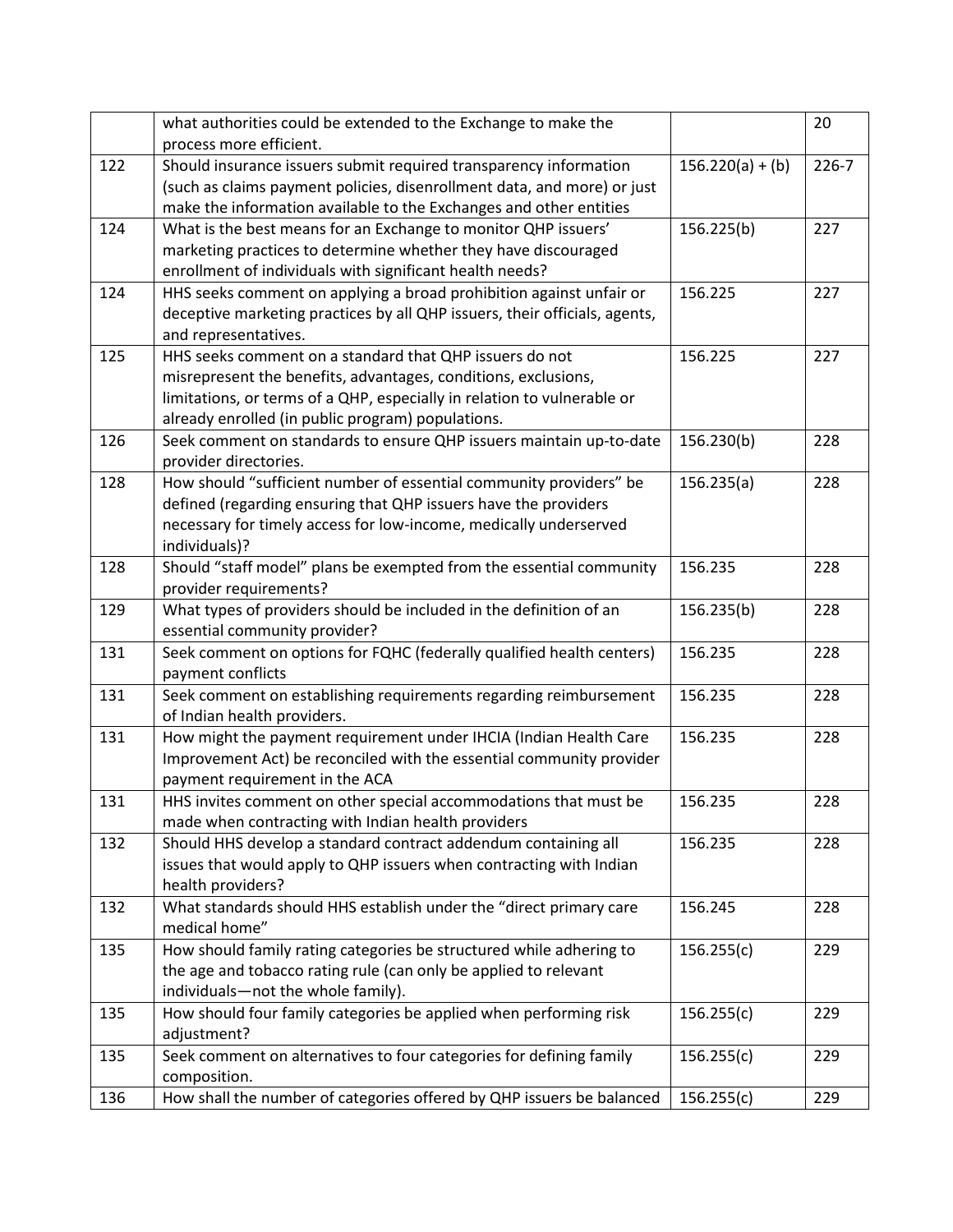| | | | |
|---|---|---|---|
| | what authorities could be extended to the Exchange to make the process more efficient. | | 20 |
| 122 | Should insurance issuers submit required transparency information (such as claims payment policies, disenrollment data, and more) or just make the information available to the Exchanges and other entities | 156.220(a) + (b) | 226-7 |
| 124 | What is the best means for an Exchange to monitor QHP issuers' marketing practices to determine whether they have discouraged enrollment of individuals with significant health needs? | 156.225(b) | 227 |
| 124 | HHS seeks comment on applying a broad prohibition against unfair or deceptive marketing practices by all QHP issuers, their officials, agents, and representatives. | 156.225 | 227 |
| 125 | HHS seeks comment on a standard that QHP issuers do not misrepresent the benefits, advantages, conditions, exclusions, limitations, or terms of a QHP, especially in relation to vulnerable or already enrolled (in public program) populations. | 156.225 | 227 |
| 126 | Seek comment on standards to ensure QHP issuers maintain up-to-date provider directories. | 156.230(b) | 228 |
| 128 | How should "sufficient number of essential community providers" be defined (regarding ensuring that QHP issuers have the providers necessary for timely access for low-income, medically underserved individuals)? | 156.235(a) | 228 |
| 128 | Should "staff model" plans be exempted from the essential community provider requirements? | 156.235 | 228 |
| 129 | What types of providers should be included in the definition of an essential community provider? | 156.235(b) | 228 |
| 131 | Seek comment on options for FQHC (federally qualified health centers) payment conflicts | 156.235 | 228 |
| 131 | Seek comment on establishing requirements regarding reimbursement of Indian health providers. | 156.235 | 228 |
| 131 | How might the payment requirement under IHCIA (Indian Health Care Improvement Act) be reconciled with the essential community provider payment requirement in the ACA | 156.235 | 228 |
| 131 | HHS invites comment on other special accommodations that must be made when contracting with Indian health providers | 156.235 | 228 |
| 132 | Should HHS develop a standard contract addendum containing all issues that would apply to QHP issuers when contracting with Indian health providers? | 156.235 | 228 |
| 132 | What standards should HHS establish under the "direct primary care medical home" | 156.245 | 228 |
| 135 | How should family rating categories be structured while adhering to the age and tobacco rating rule (can only be applied to relevant individuals—not the whole family). | 156.255(c) | 229 |
| 135 | How should four family categories be applied when performing risk adjustment? | 156.255(c) | 229 |
| 135 | Seek comment on alternatives to four categories for defining family composition. | 156.255(c) | 229 |
| 136 | How shall the number of categories offered by QHP issuers be balanced | 156.255(c) | 229 |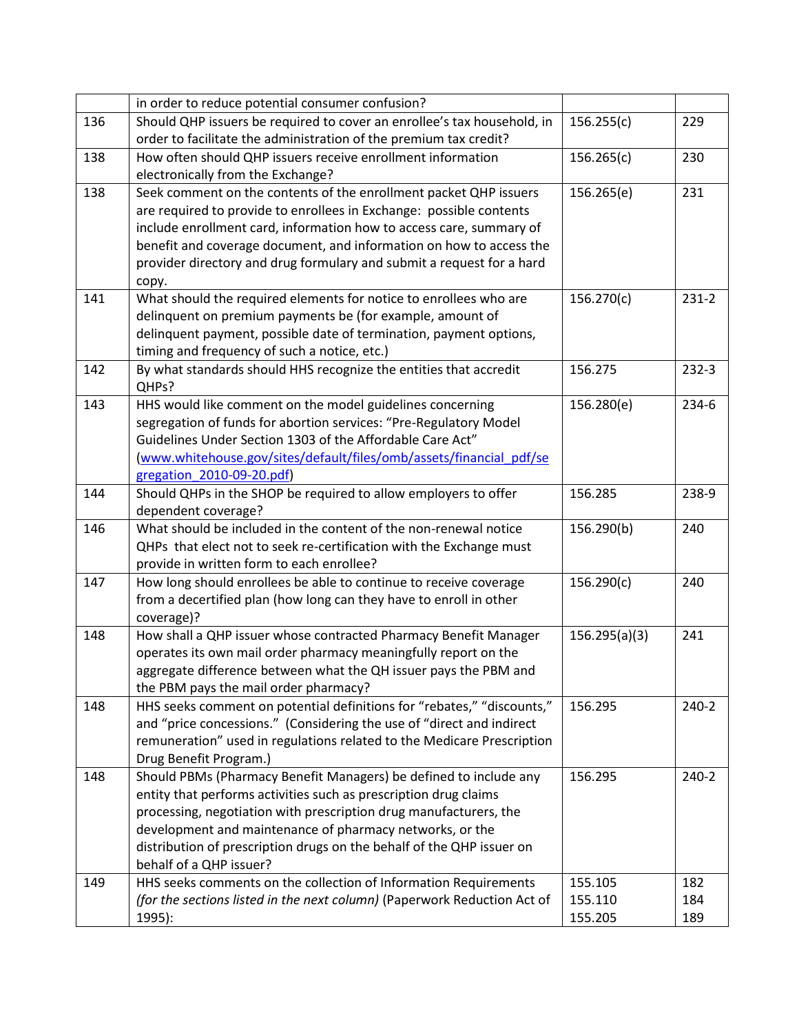| | | | |
|---|---|---|---|
| | in order to reduce potential consumer confusion? | | |
| 136 | Should QHP issuers be required to cover an enrollee's tax household, in order to facilitate the administration of the premium tax credit? | 156.255(c) | 229 |
| 138 | How often should QHP issuers receive enrollment information electronically from the Exchange? | 156.265(c) | 230 |
| 138 | Seek comment on the contents of the enrollment packet QHP issuers are required to provide to enrollees in Exchange: possible contents include enrollment card, information how to access care, summary of benefit and coverage document, and information on how to access the provider directory and drug formulary and submit a request for a hard copy. | 156.265(e) | 231 |
| 141 | What should the required elements for notice to enrollees who are delinquent on premium payments be (for example, amount of delinquent payment, possible date of termination, payment options, timing and frequency of such a notice, etc.) | 156.270(c) | 231-2 |
| 142 | By what standards should HHS recognize the entities that accredit QHPs? | 156.275 | 232-3 |
| 143 | HHS would like comment on the model guidelines concerning segregation of funds for abortion services: "Pre-Regulatory Model Guidelines Under Section 1303 of the Affordable Care Act" (www.whitehouse.gov/sites/default/files/omb/assets/financial_pdf/segregation_2010-09-20.pdf) | 156.280(e) | 234-6 |
| 144 | Should QHPs in the SHOP be required to allow employers to offer dependent coverage? | 156.285 | 238-9 |
| 146 | What should be included in the content of the non-renewal notice QHPs that elect not to seek re-certification with the Exchange must provide in written form to each enrollee? | 156.290(b) | 240 |
| 147 | How long should enrollees be able to continue to receive coverage from a decertified plan (how long can they have to enroll in other coverage)? | 156.290(c) | 240 |
| 148 | How shall a QHP issuer whose contracted Pharmacy Benefit Manager operates its own mail order pharmacy meaningfully report on the aggregate difference between what the QH issuer pays the PBM and the PBM pays the mail order pharmacy? | 156.295(a)(3) | 241 |
| 148 | HHS seeks comment on potential definitions for "rebates," "discounts," and "price concessions." (Considering the use of "direct and indirect remuneration" used in regulations related to the Medicare Prescription Drug Benefit Program.) | 156.295 | 240-2 |
| 148 | Should PBMs (Pharmacy Benefit Managers) be defined to include any entity that performs activities such as prescription drug claims processing, negotiation with prescription drug manufacturers, the development and maintenance of pharmacy networks, or the distribution of prescription drugs on the behalf of the QHP issuer on behalf of a QHP issuer? | 156.295 | 240-2 |
| 149 | HHS seeks comments on the collection of Information Requirements *(for the sections listed in the next column)* (Paperwork Reduction Act of 1995): | 155.105<br>155.110<br>155.205 | 182<br>184<br>189 |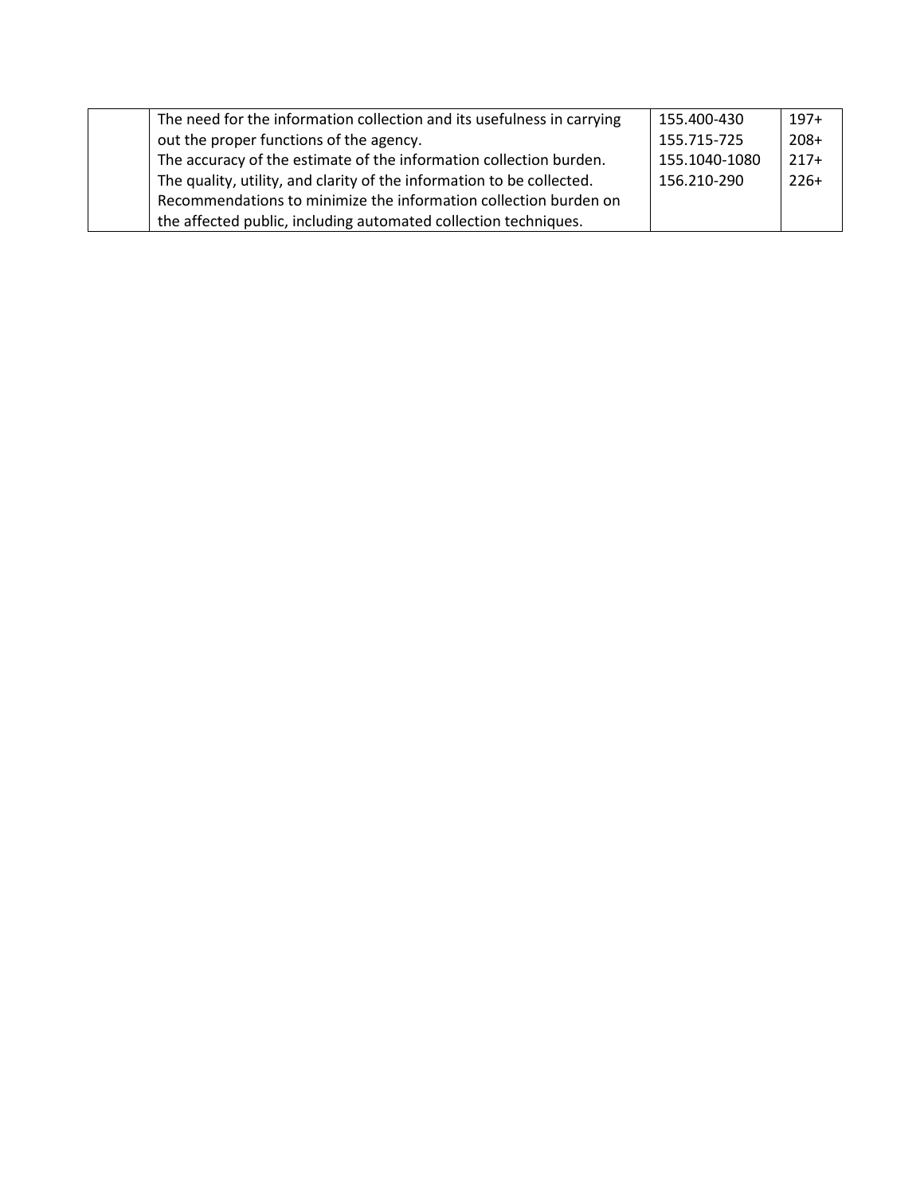| | | | |
|---|---|---|---|
| | The need for the information collection and its usefulness in carrying out the proper functions of the agency.<br>The accuracy of the estimate of the information collection burden.<br>The quality, utility, and clarity of the information to be collected.<br>Recommendations to minimize the information collection burden on the affected public, including automated collection techniques. | 155.400-430<br>155.715-725<br>155.1040-1080<br>156.210-290 | 197+<br>208+<br>217+<br>226+ |